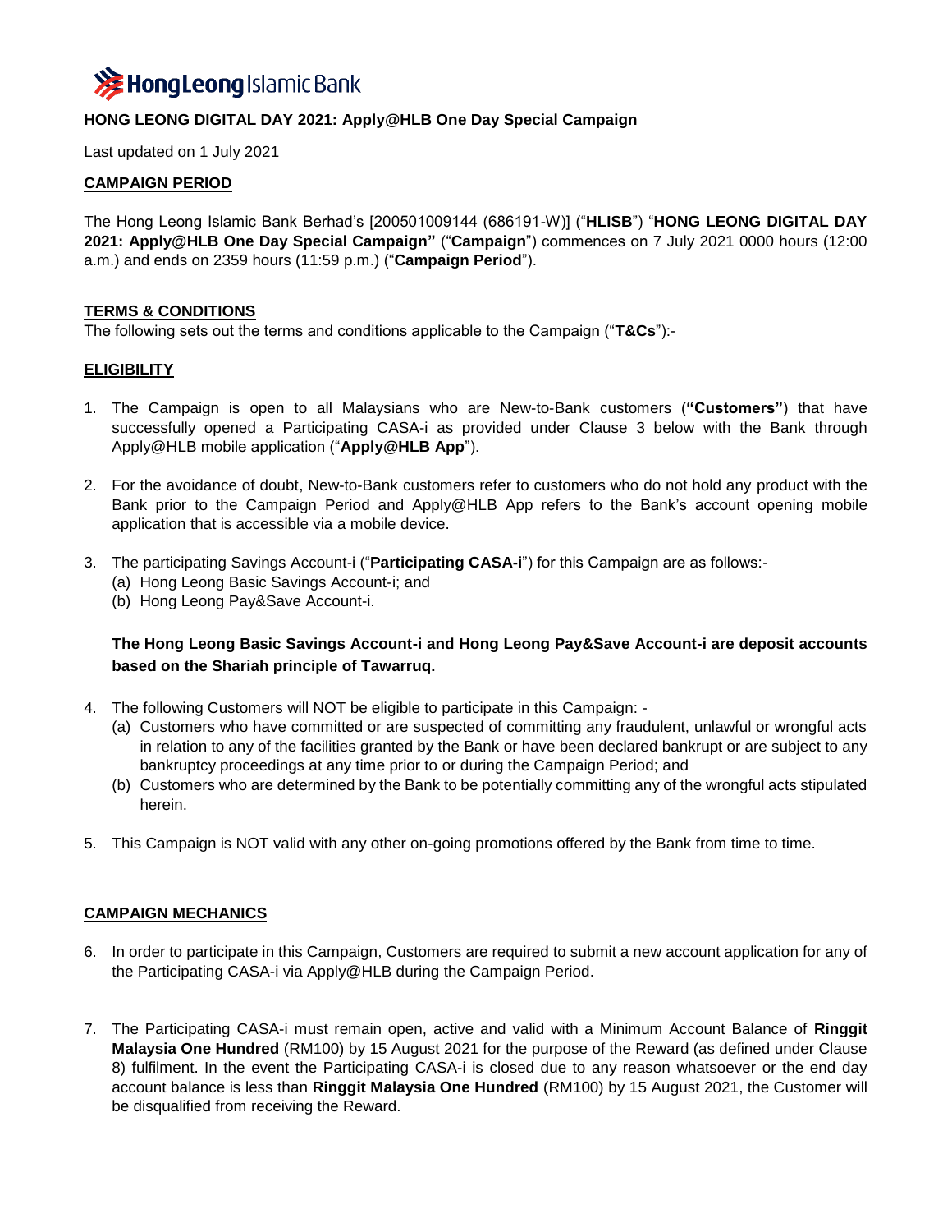HongLeong Islamic Bank

**HONG LEONG DIGITAL DAY 2021: Apply@HLB One Day Special Campaign**

Last updated on 1 July 2021

**CAMPAIGN PERIOD**

The Hong Leong Islamic Bank Berhad's [200501009144 (686191-W)] ("**HLISB**") "**HONG LEONG DIGITAL DAY 2021: Apply@HLB One Day Special Campaign"** ("**Campaign**") commences on 7 July 2021 0000 hours (12:00 a.m.) and ends on 2359 hours (11:59 p.m.) ("**Campaign Period**").

**TERMS & CONDITIONS**

The following sets out the terms and conditions applicable to the Campaign ("**T&Cs**"):-

**ELIGIBILITY**

1. The Campaign is open to all Malaysians who are New-to-Bank customers (**"Customers"**) that have successfully opened a Participating CASA-i as provided under Clause 3 below with the Bank through Apply@HLB mobile application ("**Apply@HLB App**").

2. For the avoidance of doubt, New-to-Bank customers refer to customers who do not hold any product with the Bank prior to the Campaign Period and Apply@HLB App refers to the Bank's account opening mobile application that is accessible via a mobile device.

3. The participating Savings Account-i ("**Participating CASA-i**") for this Campaign are as follows:-
   (a) Hong Leong Basic Savings Account-i; and
   (b) Hong Leong Pay&Save Account-i.

   **The Hong Leong Basic Savings Account-i and Hong Leong Pay&Save Account-i are deposit accounts based on the Shariah principle of Tawarruq.**

4. The following Customers will NOT be eligible to participate in this Campaign: -
   (a) Customers who have committed or are suspected of committing any fraudulent, unlawful or wrongful acts in relation to any of the facilities granted by the Bank or have been declared bankrupt or are subject to any bankruptcy proceedings at any time prior to or during the Campaign Period; and
   (b) Customers who are determined by the Bank to be potentially committing any of the wrongful acts stipulated herein.

5. This Campaign is NOT valid with any other on-going promotions offered by the Bank from time to time.

**CAMPAIGN MECHANICS**

6. In order to participate in this Campaign, Customers are required to submit a new account application for any of the Participating CASA-i via Apply@HLB during the Campaign Period.

7. The Participating CASA-i must remain open, active and valid with a Minimum Account Balance of **Ringgit Malaysia One Hundred** (RM100) by 15 August 2021 for the purpose of the Reward (as defined under Clause 8) fulfilment. In the event the Participating CASA-i is closed due to any reason whatsoever or the end day account balance is less than **Ringgit Malaysia One Hundred** (RM100) by 15 August 2021, the Customer will be disqualified from receiving the Reward.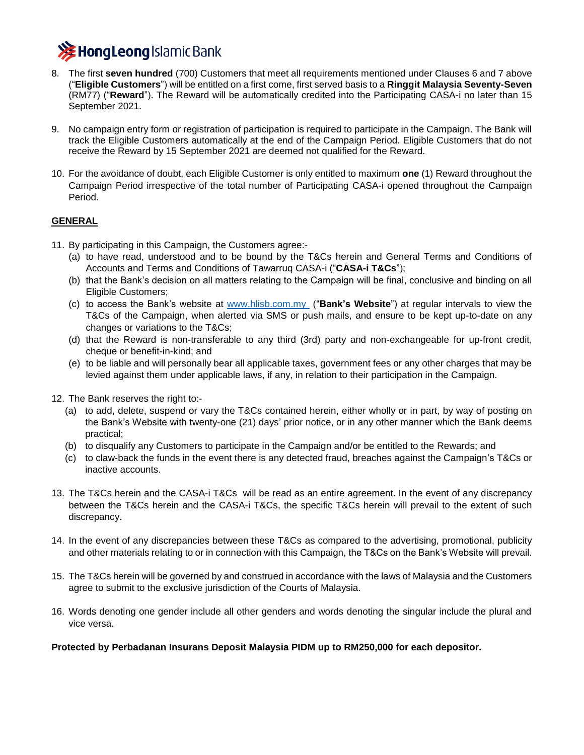8. The first **seven hundred** (700) Customers that meet all requirements mentioned under Clauses 6 and 7 above ("**Eligible Customers**") will be entitled on a first come, first served basis to a **Ringgit Malaysia Seventy-Seven** (RM77) ("**Reward**"). The Reward will be automatically credited into the Participating CASA-i no later than 15 September 2021.

9. No campaign entry form or registration of participation is required to participate in the Campaign. The Bank will track the Eligible Customers automatically at the end of the Campaign Period. Eligible Customers that do not receive the Reward by 15 September 2021 are deemed not qualified for the Reward.

10. For the avoidance of doubt, each Eligible Customer is only entitled to maximum **one** (1) Reward throughout the Campaign Period irrespective of the total number of Participating CASA-i opened throughout the Campaign Period.

**GENERAL**

11. By participating in this Campaign, the Customers agree:-
    (a) to have read, understood and to be bound by the T&Cs herein and General Terms and Conditions of Accounts and Terms and Conditions of Tawarruq CASA-i ("**CASA-i T&Cs**");
    (b) that the Bank's decision on all matters relating to the Campaign will be final, conclusive and binding on all Eligible Customers;
    (c) to access the Bank's website at [www.hlisb.com.my](http://www.hlisb.com.my) ("**Bank's Website**") at regular intervals to view the T&Cs of the Campaign, when alerted via SMS or push mails, and ensure to be kept up-to-date on any changes or variations to the T&Cs;
    (d) that the Reward is non-transferable to any third (3rd) party and non-exchangeable for up-front credit, cheque or benefit-in-kind; and
    (e) to be liable and will personally bear all applicable taxes, government fees or any other charges that may be levied against them under applicable laws, if any, in relation to their participation in the Campaign.

12. The Bank reserves the right to:-
    (a) to add, delete, suspend or vary the T&Cs contained herein, either wholly or in part, by way of posting on the Bank's Website with twenty-one (21) days' prior notice, or in any other manner which the Bank deems practical;
    (b) to disqualify any Customers to participate in the Campaign and/or be entitled to the Rewards; and
    (c) to claw-back the funds in the event there is any detected fraud, breaches against the Campaign's T&Cs or inactive accounts.

13. The T&Cs herein and the CASA-i T&Cs will be read as an entire agreement. In the event of any discrepancy between the T&Cs herein and the CASA-i T&Cs, the specific T&Cs herein will prevail to the extent of such discrepancy.

14. In the event of any discrepancies between these T&Cs as compared to the advertising, promotional, publicity and other materials relating to or in connection with this Campaign, the T&Cs on the Bank's Website will prevail.

15. The T&Cs herein will be governed by and construed in accordance with the laws of Malaysia and the Customers agree to submit to the exclusive jurisdiction of the Courts of Malaysia.

16. Words denoting one gender include all other genders and words denoting the singular include the plural and vice versa.

**Protected by Perbadanan Insurans Deposit Malaysia PIDM up to RM250,000 for each depositor.**